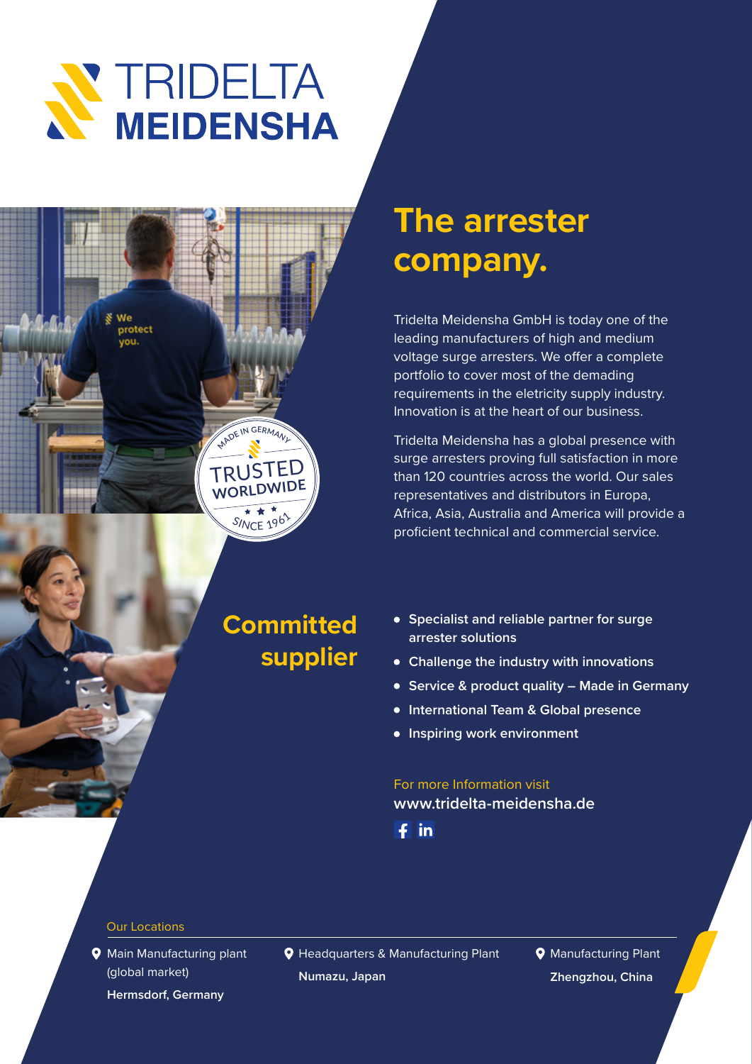# TRIDELTA MEIDENSHA

## The arrester company.

Tridelta Meidensha GmbH is today one of the leading manufacturers of high and medium voltage surge arresters. We offer a complete portfolio to cover most of the demading requirements in the eletricity supply industry. Innovation is at the heart of our business.

Tridelta Meidensha has a global presence with surge arresters proving full satisfaction in more than 120 countries across the world. Our sales representatives and distributors in Europa, Africa, Asia, Australia and America will provide a proficient technical and commercial service.

MADE IN GERMANY
TRUSTED WORLDWIDE
SINCE 1961

## Committed supplier

- **Specialist and reliable partner for surge arrester solutions**
- **Challenge the industry with innovations**
- **Service & product quality – Made in Germany**
- **International Team & Global presence**
- **Inspiring work environment**

For more Information visit
**www.tridelta-meidensha.de**

### Our Locations

- Main Manufacturing plant (global market)
  **Hermsdorf, Germany**
- Headquarters & Manufacturing Plant
  **Numazu, Japan**
- Manufacturing Plant
  **Zhengzhou, China**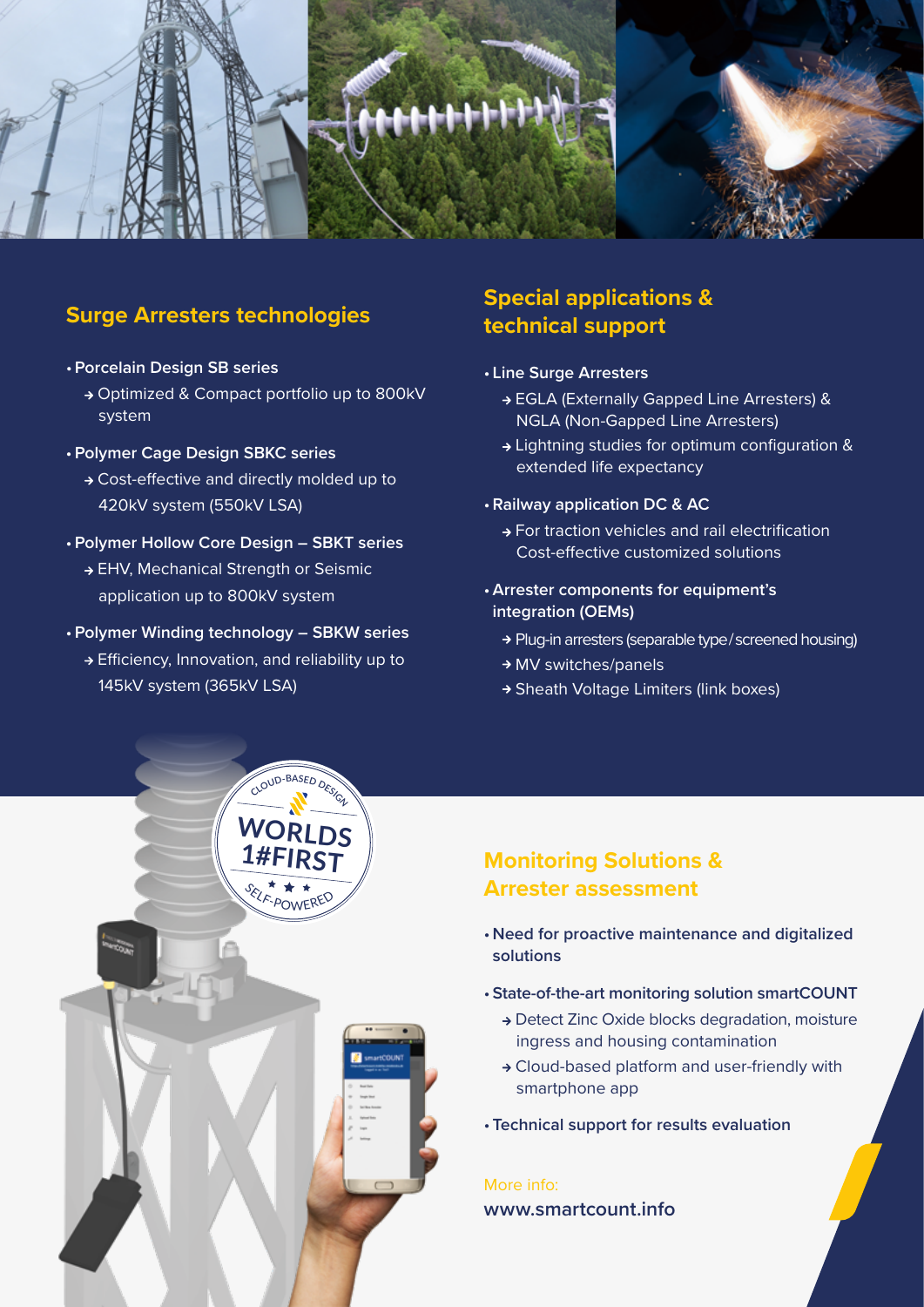## Surge Arresters technologies

- **Porcelain Design SB series**
  - → Optimized & Compact portfolio up to 800kV system
- **Polymer Cage Design SBKC series**
  - → Cost-effective and directly molded up to 420kV system (550kV LSA)
- **Polymer Hollow Core Design – SBKT series**
  - → EHV, Mechanical Strength or Seismic application up to 800kV system
- **Polymer Winding technology – SBKW series**
  - → Efficiency, Innovation, and reliability up to 145kV system (365kV LSA)

## Special applications & technical support

- **Line Surge Arresters**
  - → EGLA (Externally Gapped Line Arresters) & NGLA (Non-Gapped Line Arresters)
  - → Lightning studies for optimum configuration & extended life expectancy
- **Railway application DC & AC**
  - → For traction vehicles and rail electrification Cost-effective customized solutions
- **Arrester components for equipment's integration (OEMs)**
  - → Plug-in arresters (separable type/screened housing)
  - → MV switches/panels
  - → Sheath Voltage Limiters (link boxes)

CLOUD-BASED DESIGN
WORLDS 1#FIRST
SELF-POWERED

## Monitoring Solutions & Arrester assessment

- **Need for proactive maintenance and digitalized solutions**
- **State-of-the-art monitoring solution smartCOUNT**
  - → Detect Zinc Oxide blocks degradation, moisture ingress and housing contamination
  - → Cloud-based platform and user-friendly with smartphone app
- **Technical support for results evaluation**

More info:
**www.smartcount.info**